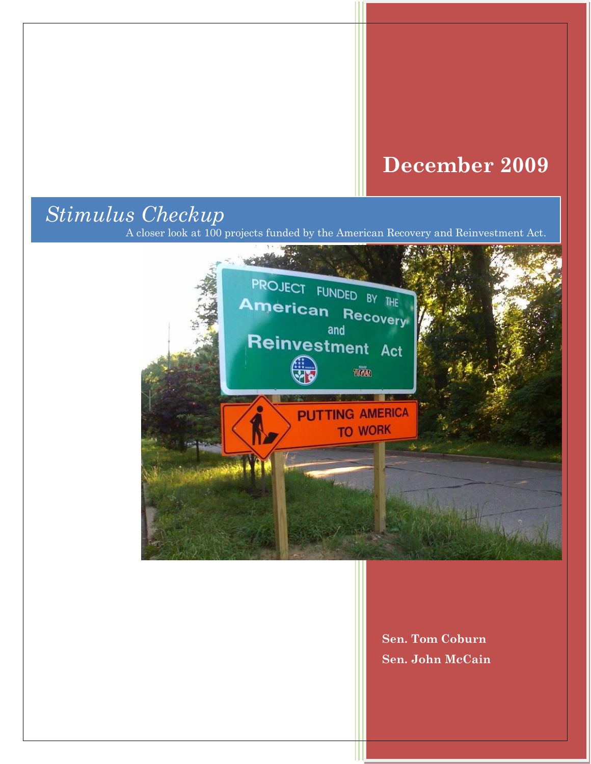# December 2009

# *Stimulus Checkup*

A closer look at 100 projects funded by the American Recovery and Reinvestment Act.

**Sen. Tom Coburn**

**Sen. John McCain**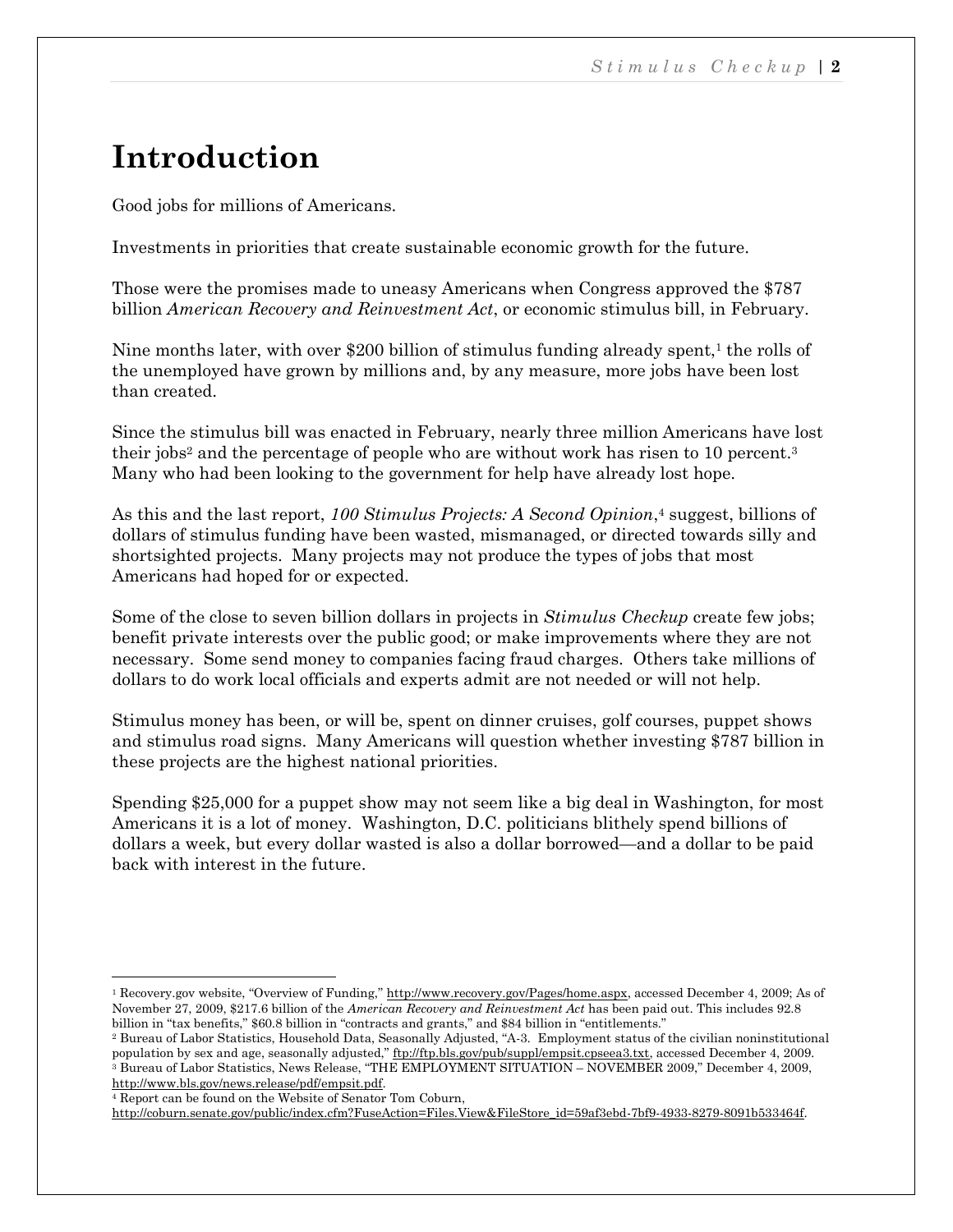# Introduction

Good jobs for millions of Americans.

Investments in priorities that create sustainable economic growth for the future.

Those were the promises made to uneasy Americans when Congress approved the $787 billion *American Recovery and Reinvestment Act*, or economic stimulus bill, in February.

Nine months later, with over $200 billion of stimulus funding already spent,[1] the rolls of the unemployed have grown by millions and, by any measure, more jobs have been lost than created.

Since the stimulus bill was enacted in February, nearly three million Americans have lost their jobs[2] and the percentage of people who are without work has risen to 10 percent.[3] Many who had been looking to the government for help have already lost hope.

As this and the last report, *100 Stimulus Projects: A Second Opinion*,[4] suggest, billions of dollars of stimulus funding have been wasted, mismanaged, or directed towards silly and shortsighted projects. Many projects may not produce the types of jobs that most Americans had hoped for or expected.

Some of the close to seven billion dollars in projects in *Stimulus Checkup* create few jobs; benefit private interests over the public good; or make improvements where they are not necessary. Some send money to companies facing fraud charges. Others take millions of dollars to do work local officials and experts admit are not needed or will not help.

Stimulus money has been, or will be, spent on dinner cruises, golf courses, puppet shows and stimulus road signs. Many Americans will question whether investing $787 billion in these projects are the highest national priorities.

Spending $25,000 for a puppet show may not seem like a big deal in Washington, for most Americans it is a lot of money. Washington, D.C. politicians blithely spend billions of dollars a week, but every dollar wasted is also a dollar borrowed—and a dollar to be paid back with interest in the future.

---

[1] Recovery.gov website, "Overview of Funding," http://www.recovery.gov/Pages/home.aspx, accessed December 4, 2009; As of November 27, 2009, $217.6 billion of the *American Recovery and Reinvestment Act* has been paid out. This includes 92.8 billion in "tax benefits," $60.8 billion in "contracts and grants," and $84 billion in "entitlements."

[2] Bureau of Labor Statistics, Household Data, Seasonally Adjusted, "A-3. Employment status of the civilian noninstitutional population by sex and age, seasonally adjusted," ftp://ftp.bls.gov/pub/suppl/empsit.cpseea3.txt, accessed December 4, 2009.

[3] Bureau of Labor Statistics, News Release, "THE EMPLOYMENT SITUATION – NOVEMBER 2009," December 4, 2009, http://www.bls.gov/news.release/pdf/empsit.pdf.

[4] Report can be found on the Website of Senator Tom Coburn, http://coburn.senate.gov/public/index.cfm?FuseAction=Files.View&FileStore_id=59af3ebd-7bf9-4933-8279-8091b533464f.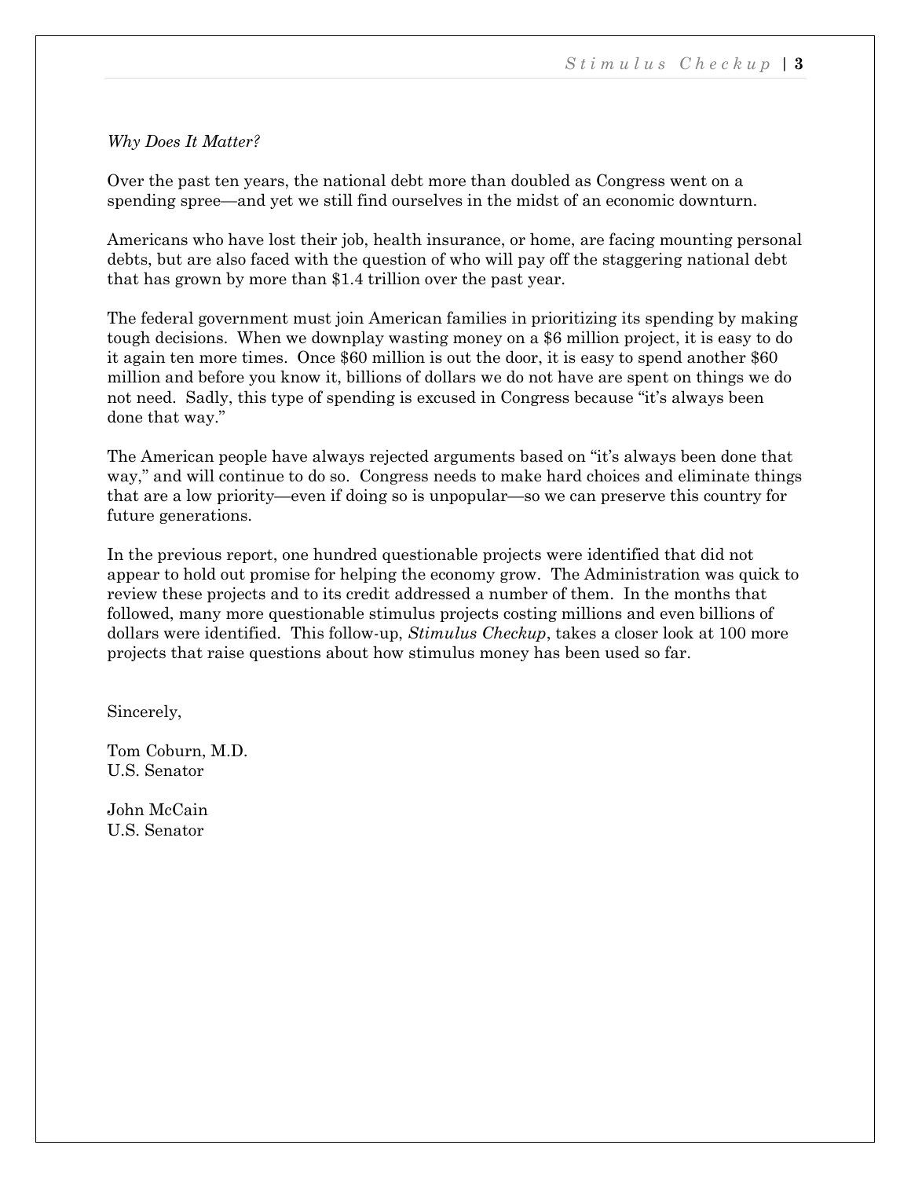*Why Does It Matter?*

Over the past ten years, the national debt more than doubled as Congress went on a spending spree—and yet we still find ourselves in the midst of an economic downturn.

Americans who have lost their job, health insurance, or home, are facing mounting personal debts, but are also faced with the question of who will pay off the staggering national debt that has grown by more than $1.4 trillion over the past year.

The federal government must join American families in prioritizing its spending by making tough decisions. When we downplay wasting money on a $6 million project, it is easy to do it again ten more times. Once $60 million is out the door, it is easy to spend another $60 million and before you know it, billions of dollars we do not have are spent on things we do not need. Sadly, this type of spending is excused in Congress because "it's always been done that way."

The American people have always rejected arguments based on "it's always been done that way," and will continue to do so. Congress needs to make hard choices and eliminate things that are a low priority—even if doing so is unpopular—so we can preserve this country for future generations.

In the previous report, one hundred questionable projects were identified that did not appear to hold out promise for helping the economy grow. The Administration was quick to review these projects and to its credit addressed a number of them. In the months that followed, many more questionable stimulus projects costing millions and even billions of dollars were identified. This follow-up, *Stimulus Checkup*, takes a closer look at 100 more projects that raise questions about how stimulus money has been used so far.

Sincerely,

Tom Coburn, M.D.
U.S. Senator

John McCain
U.S. Senator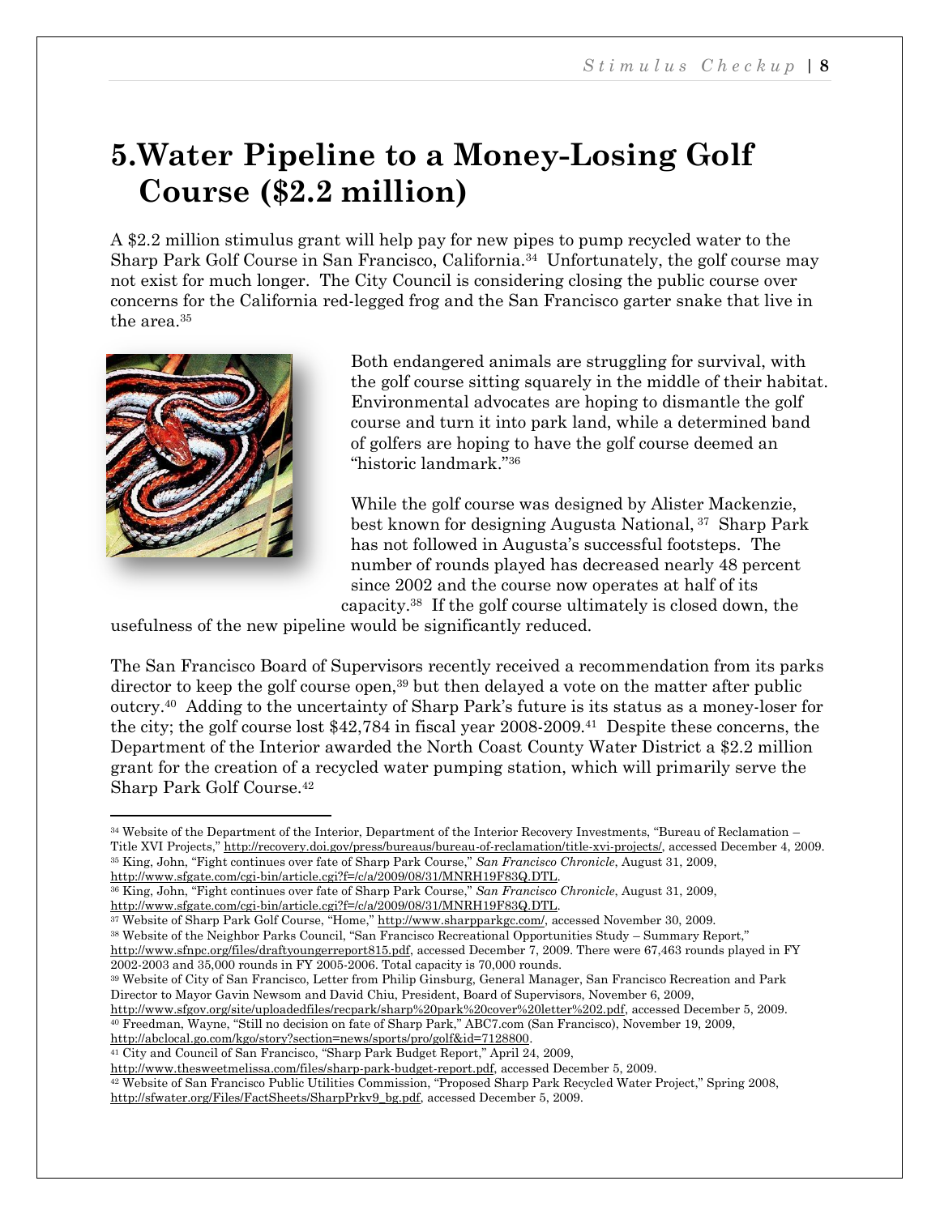# 5.Water Pipeline to a Money-Losing Golf Course ($2.2 million)

A $2.2 million stimulus grant will help pay for new pipes to pump recycled water to the Sharp Park Golf Course in San Francisco, California.[34] Unfortunately, the golf course may not exist for much longer. The City Council is considering closing the public course over concerns for the California red-legged frog and the San Francisco garter snake that live in the area.[35]

Both endangered animals are struggling for survival, with the golf course sitting squarely in the middle of their habitat. Environmental advocates are hoping to dismantle the golf course and turn it into park land, while a determined band of golfers are hoping to have the golf course deemed an "historic landmark."[36]

While the golf course was designed by Alister Mackenzie, best known for designing Augusta National, [37] Sharp Park has not followed in Augusta's successful footsteps. The number of rounds played has decreased nearly 48 percent since 2002 and the course now operates at half of its capacity.[38] If the golf course ultimately is closed down, the usefulness of the new pipeline would be significantly reduced.

The San Francisco Board of Supervisors recently received a recommendation from its parks director to keep the golf course open,[39] but then delayed a vote on the matter after public outcry.[40] Adding to the uncertainty of Sharp Park's future is its status as a money-loser for the city; the golf course lost $42,784 in fiscal year 2008-2009.[41] Despite these concerns, the Department of the Interior awarded the North Coast County Water District a $2.2 million grant for the creation of a recycled water pumping station, which will primarily serve the Sharp Park Golf Course.[42]

---

[34] Website of the Department of the Interior, Department of the Interior Recovery Investments, "Bureau of Reclamation – Title XVI Projects," http://recovery.doi.gov/press/bureaus/bureau-of-reclamation/title-xvi-projects/, accessed December 4, 2009.

[35] King, John, "Fight continues over fate of Sharp Park Course," *San Francisco Chronicle*, August 31, 2009, http://www.sfgate.com/cgi-bin/article.cgi?f=/c/a/2009/08/31/MNRH19F83Q.DTL.

[36] King, John, "Fight continues over fate of Sharp Park Course," *San Francisco Chronicle*, August 31, 2009, http://www.sfgate.com/cgi-bin/article.cgi?f=/c/a/2009/08/31/MNRH19F83Q.DTL.

[37] Website of Sharp Park Golf Course, "Home," http://www.sharpparkgc.com/, accessed November 30, 2009.

[38] Website of the Neighbor Parks Council, "San Francisco Recreational Opportunities Study – Summary Report," http://www.sfnpc.org/files/draftyoungerreport815.pdf, accessed December 7, 2009. There were 67,463 rounds played in FY 2002-2003 and 35,000 rounds in FY 2005-2006. Total capacity is 70,000 rounds.

[39] Website of City of San Francisco, Letter from Philip Ginsburg, General Manager, San Francisco Recreation and Park Director to Mayor Gavin Newsom and David Chiu, President, Board of Supervisors, November 6, 2009, http://www.sfgov.org/site/uploadedfiles/recpark/sharp%20park%20cover%20letter%202.pdf, accessed December 5, 2009.

[40] Freedman, Wayne, "Still no decision on fate of Sharp Park," ABC7.com (San Francisco), November 19, 2009, http://abclocal.go.com/kgo/story?section=news/sports/pro/golf&id=7128800.

[41] City and Council of San Francisco, "Sharp Park Budget Report," April 24, 2009, http://www.thesweetmelissa.com/files/sharp-park-budget-report.pdf, accessed December 5, 2009.

[42] Website of San Francisco Public Utilities Commission, "Proposed Sharp Park Recycled Water Project," Spring 2008, http://sfwater.org/Files/FactSheets/SharpPrkv9_bg.pdf, accessed December 5, 2009.